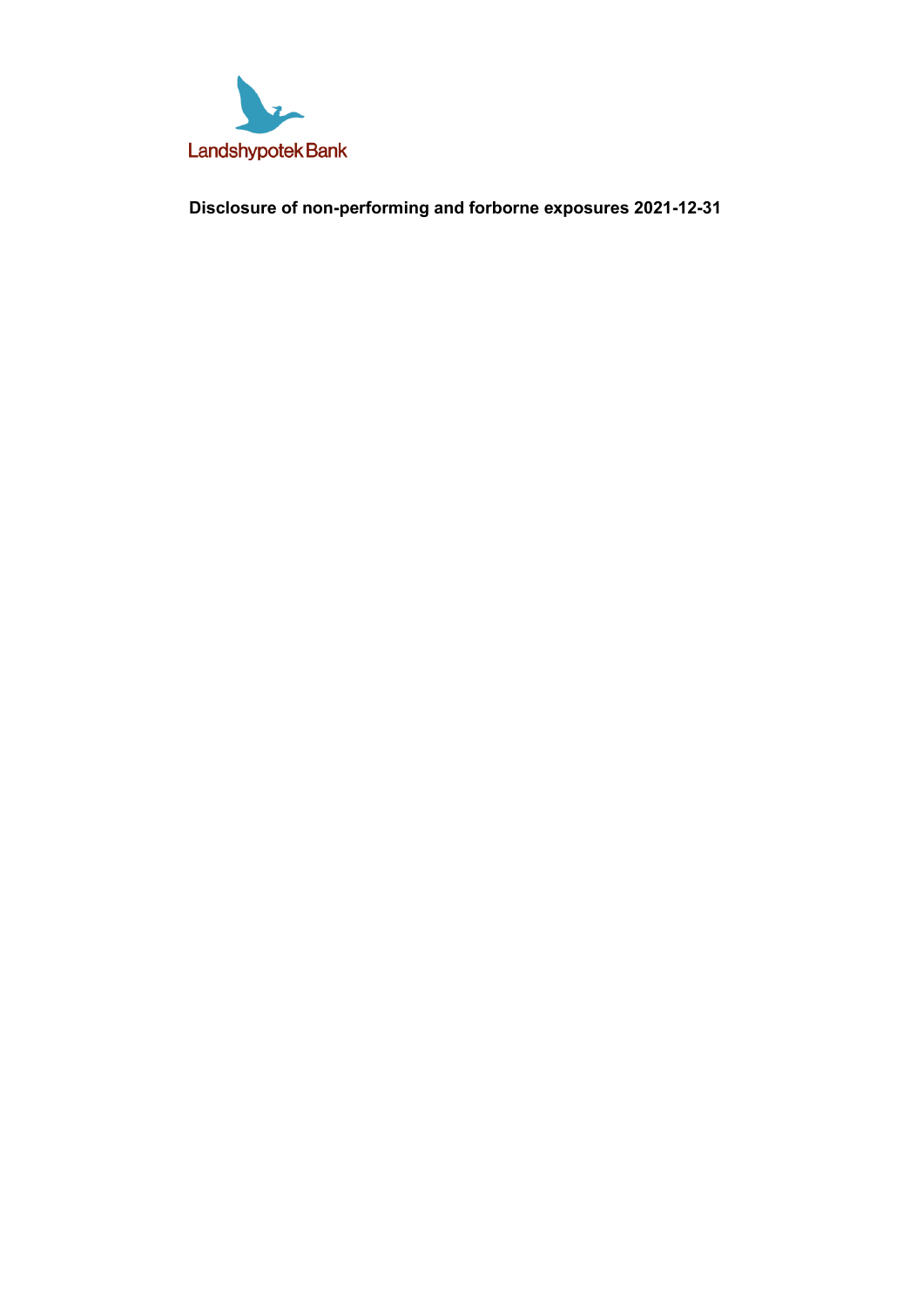Landshypotek Bank

**Disclosure of non-performing and forborne exposures 2021-12-31**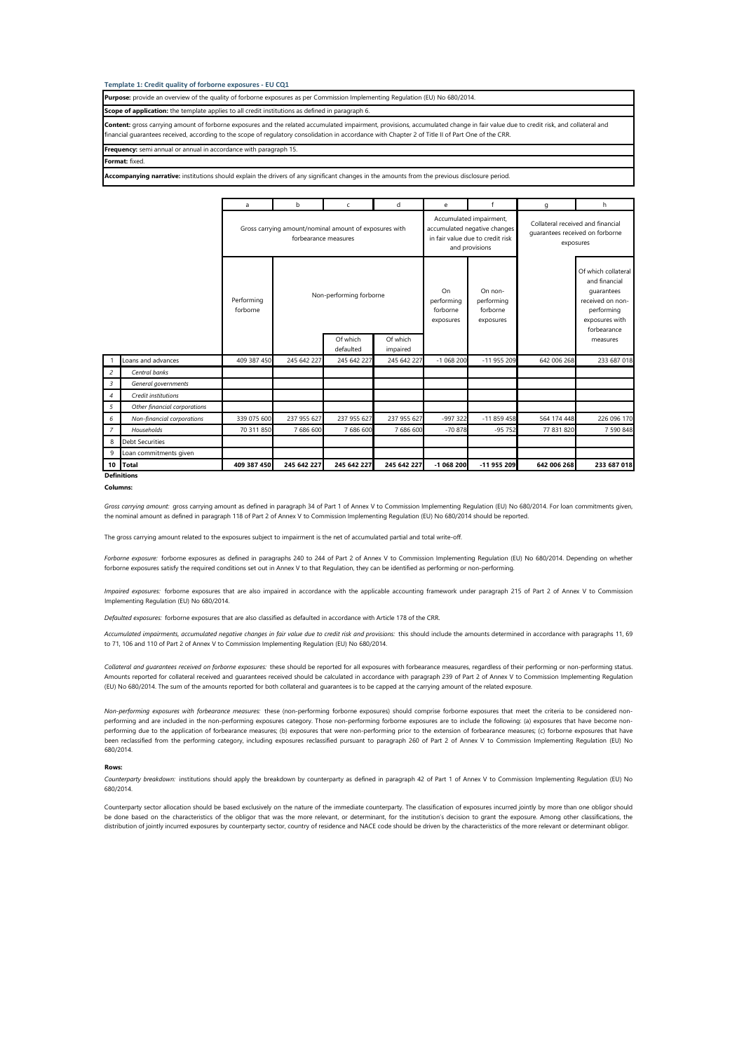**Template 1: Credit quality of forborne exposures - EU CQ1**

| |
|---|
| **Purpose:** provide an overview of the quality of forborne exposures as per Commission Implementing Regulation (EU) No 680/2014. |
| **Scope of application:** the template applies to all credit institutions as defined in paragraph 6. |
| **Content:** gross carrying amount of forborne exposures and the related accumulated impairment, provisions, accumulated change in fair value due to credit risk, and collateral and financial guarantees received, according to the scope of regulatory consolidation in accordance with Chapter 2 of Title II of Part One of the CRR. |
| **Frequency:** semi annual or annual in accordance with paragraph 15. |
| **Format:** fixed. |
| **Accompanying narrative:** institutions should explain the drivers of any significant changes in the amounts from the previous disclosure period. |

| | | a | b | c | d | e | f | g | h |
|---|---|---|---|---|---|---|---|---|---|
| | | Gross carrying amount/nominal amount of exposures with forbearance measures | | | | Accumulated impairment, accumulated negative changes in fair value due to credit risk and provisions | | Collateral received and financial guarantees received on forborne exposures | |
| | | Performing forborne | Non-performing forborne | | | On performing forborne exposures | On non-performing forborne exposures | | Of which collateral and financial guarantees received on non-performing exposures with forbearance measures |
| | | | | Of which defaulted | Of which impaired | | | | |
| 1 | Loans and advances | 409 387 450 | 245 642 227 | 245 642 227 | 245 642 227 | -1 068 200 | -11 955 209 | 642 006 268 | 233 687 018 |
| 2 | *Central banks* | | | | | | | | |
| 3 | *General governments* | | | | | | | | |
| 4 | *Credit institutions* | | | | | | | | |
| 5 | *Other financial corporations* | | | | | | | | |
| 6 | *Non-financial corporations* | 339 075 600 | 237 955 627 | 237 955 627 | 237 955 627 | -997 322 | -11 859 458 | 564 174 448 | 226 096 170 |
| 7 | *Households* | 70 311 850 | 7 686 600 | 7 686 600 | 7 686 600 | -70 878 | -95 752 | 77 831 820 | 7 590 848 |
| 8 | Debt Securities | | | | | | | | |
| 9 | Loan commitments given | | | | | | | | |
| 10 | **Total** | **409 387 450** | **245 642 227** | **245 642 227** | **245 642 227** | **-1 068 200** | **-11 955 209** | **642 006 268** | **233 687 018** |

**Definitions**

**Columns:**

*Gross carrying amount:* gross carrying amount as defined in paragraph 34 of Part 1 of Annex V to Commission Implementing Regulation (EU) No 680/2014. For loan commitments given, the nominal amount as defined in paragraph 118 of Part 2 of Annex V to Commission Implementing Regulation (EU) No 680/2014 should be reported.

The gross carrying amount related to the exposures subject to impairment is the net of accumulated partial and total write-off.

*Forborne exposure:* forborne exposures as defined in paragraphs 240 to 244 of Part 2 of Annex V to Commission Implementing Regulation (EU) No 680/2014. Depending on whether forborne exposures satisfy the required conditions set out in Annex V to that Regulation, they can be identified as performing or non-performing.

*Impaired exposures:* forborne exposures that are also impaired in accordance with the applicable accounting framework under paragraph 215 of Part 2 of Annex V to Commission Implementing Regulation (EU) No 680/2014.

*Defaulted exposures:* forborne exposures that are also classified as defaulted in accordance with Article 178 of the CRR.

*Accumulated impairments, accumulated negative changes in fair value due to credit risk and provisions:* this should include the amounts determined in accordance with paragraphs 11, 69 to 71, 106 and 110 of Part 2 of Annex V to Commission Implementing Regulation (EU) No 680/2014.

*Collateral and guarantees received on forborne exposures:* these should be reported for all exposures with forbearance measures, regardless of their performing or non-performing status. Amounts reported for collateral received and guarantees received should be calculated in accordance with paragraph 239 of Part 2 of Annex V to Commission Implementing Regulation (EU) No 680/2014. The sum of the amounts reported for both collateral and guarantees is to be capped at the carrying amount of the related exposure.

*Non-performing exposures with forbearance measures:* these (non-performing forborne exposures) should comprise forborne exposures that meet the criteria to be considered non-performing and are included in the non-performing exposures category. Those non-performing forborne exposures are to include the following: (a) exposures that have become non-performing due to the application of forbearance measures; (b) exposures that were non-performing prior to the extension of forbearance measures; (c) forborne exposures that have been reclassified from the performing category, including exposures reclassified pursuant to paragraph 260 of Part 2 of Annex V to Commission Implementing Regulation (EU) No 680/2014.

**Rows:**

*Counterparty breakdown:* institutions should apply the breakdown by counterparty as defined in paragraph 42 of Part 1 of Annex V to Commission Implementing Regulation (EU) No 680/2014.

Counterparty sector allocation should be based exclusively on the nature of the immediate counterparty. The classification of exposures incurred jointly by more than one obligor should be done based on the characteristics of the obligor that was the more relevant, or determinant, for the institution's decision to grant the exposure. Among other classifications, the distribution of jointly incurred exposures by counterparty sector, country of residence and NACE code should be driven by the characteristics of the more relevant or determinant obligor.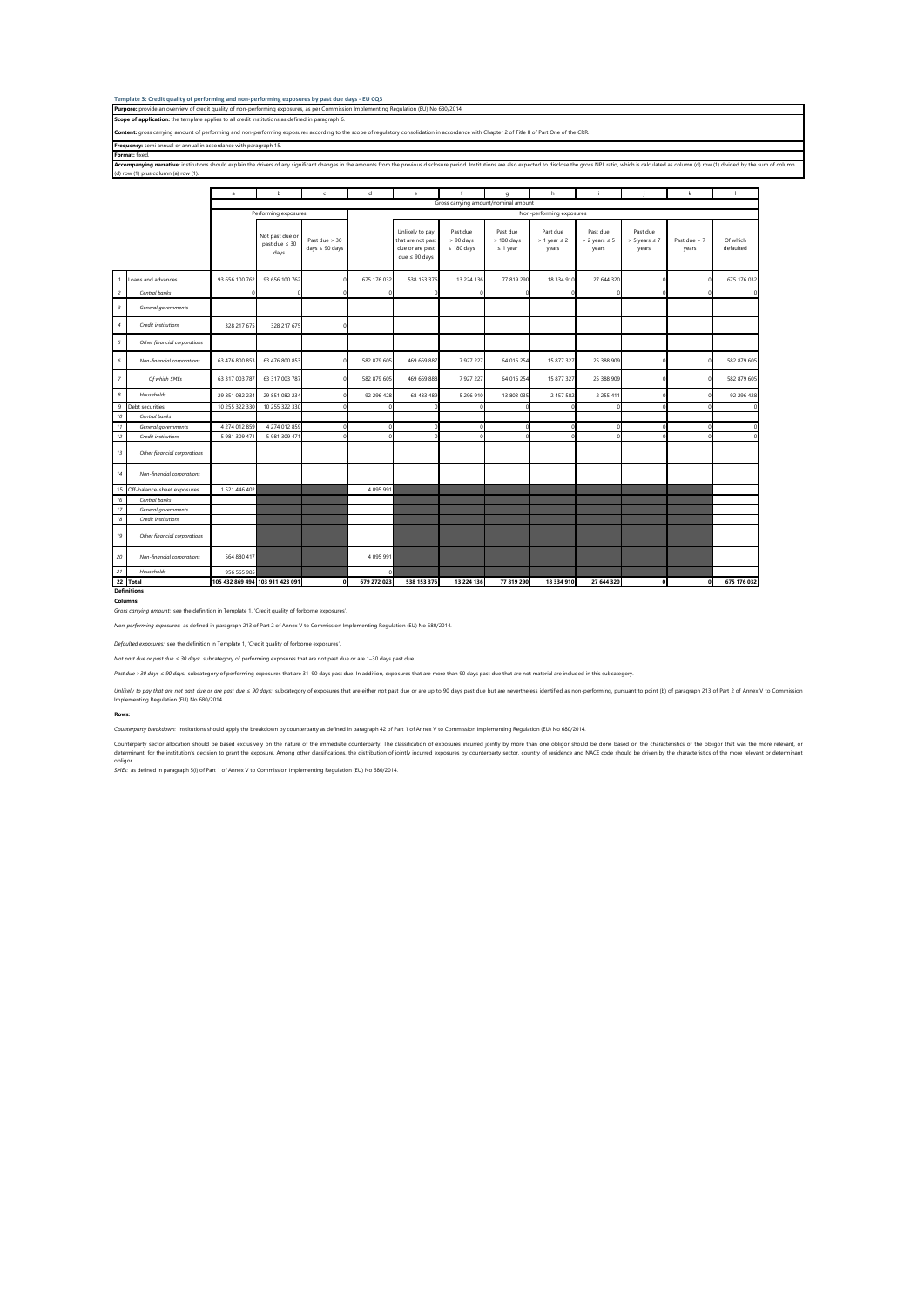**Template 3: Credit quality of performing and non-performing exposures by past due days - EU CQ3**

**Purpose:** provide an overview of credit quality of non-performing exposures, as per Commission Implementing Regulation (EU) No 680/2014.

**Scope of application:** the template applies to all credit institutions as defined in paragraph 6.

**Content:** gross carrying amount of performing and non-performing exposures according to the scope of regulatory consolidation in accordance with Chapter 2 of Title II of Part One of the CRR.

**Frequency:** semi annual or annual in accordance with paragraph 15.

**Format:** fixed.

**Accompanying narrative:** institutions should explain the drivers of any significant changes in the amounts from the previous disclosure period. Institutions are also expected to disclose the gross NPL ratio, which is calculated as column (d) row (1) divided by the sum of column (d) row (1) plus column (a) row (1).

| | | a | b | c | d | e | f | g | h | i | j | k | l |
|---|---|---|---|---|---|---|---|---|---|---|---|---|---|
| | | Gross carrying amount/nominal amount | | | | | | | | | | | |
| | | Performing exposures | | | Non-performing exposures | | | | | | | | |
| | | | Not past due or past due ≤ 30 days | Past due > 30 days ≤ 90 days | | Unlikely to pay that are not past due or are past due ≤ 90 days | Past due > 90 days ≤ 180 days | Past due > 180 days ≤ 1 year | Past due > 1 year ≤ 2 years | Past due > 2 years ≤ 5 years | Past due > 5 years ≤ 7 years | Past due > 7 years | Of which defaulted |
| 1 | Loans and advances | 93 656 100 762 | 93 656 100 762 | 0 | 675 176 032 | 538 153 376 | 13 224 136 | 77 819 290 | 18 334 910 | 27 644 320 | 0 | 0 | 675 176 032 |
| 2 | *Central banks* | 0 | 0 | 0 | 0 | 0 | 0 | 0 | 0 | 0 | 0 | 0 | 0 |
| 3 | *General governments* | | | | | | | | | | | | |
| 4 | *Credit institutions* | 328 217 675 | 328 217 675 | 0 | | | | | | | | | |
| 5 | *Other financial corporations* | | | | | | | | | | | | |
| 6 | *Non-financial corporations* | 63 476 800 853 | 63 476 800 853 | 0 | 582 879 605 | 469 669 887 | 7 927 227 | 64 016 254 | 15 877 327 | 25 388 909 | 0 | 0 | 582 879 605 |
| 7 | *Of which SMEs* | 63 317 003 787 | 63 317 003 787 | 0 | 582 879 605 | 469 669 888 | 7 927 227 | 64 016 254 | 15 877 327 | 25 388 909 | 0 | 0 | 582 879 605 |
| 8 | *Households* | 29 851 082 234 | 29 851 082 234 | 0 | 92 296 428 | 68 483 489 | 5 296 910 | 13 803 035 | 2 457 582 | 2 255 411 | 0 | 0 | 92 296 428 |
| 9 | Debt securities | 10 255 322 330 | 10 255 322 330 | 0 | 0 | 0 | 0 | 0 | 0 | 0 | 0 | 0 | 0 |
| 10 | *Central banks* | | | | | | | | | | | | |
| 11 | *General governments* | 4 274 012 859 | 4 274 012 859 | 0 | 0 | 0 | 0 | 0 | 0 | 0 | 0 | 0 | 0 |
| 12 | *Credit institutions* | 5 981 309 471 | 5 981 309 471 | 0 | 0 | 0 | 0 | 0 | 0 | 0 | 0 | 0 | 0 |
| 13 | *Other financial corporations* | | | | | | | | | | | | |
| 14 | *Non-financial corporations* | | | | | | | | | | | | |
| 15 | Off-balance-sheet exposures | 1 521 446 402 | | | 4 095 991 | | | | | | | | |
| 16 | *Central banks* | | | | | | | | | | | | |
| 17 | *General governments* | | | | | | | | | | | | |
| 18 | *Credit institutions* | | | | | | | | | | | | |
| 19 | *Other financial corporations* | | | | | | | | | | | | |
| 20 | *Non-financial corporations* | 564 880 417 | | | 4 095 991 | | | | | | | | |
| 21 | *Households* | 956 565 985 | | | 0 | | | | | | | | |
| 22 | **Total** | **105 432 869 494** | **103 911 423 091** | **0** | **679 272 023** | **538 153 376** | **13 224 136** | **77 819 290** | **18 334 910** | **27 644 320** | **0** | **0** | **675 176 032** |

**Definitions**

**Columns:**

*Gross carrying amount:* see the definition in Template 1, 'Credit quality of forborne exposures'.

*Non-performing exposures:* as defined in paragraph 213 of Part 2 of Annex V to Commission Implementing Regulation (EU) No 680/2014.

*Defaulted exposures:* see the definition in Template 1, 'Credit quality of forborne exposures'.

*Not past due or past due ≤ 30 days:* subcategory of performing exposures that are not past due or are 1–30 days past due.

*Past due >30 days ≤ 90 days:* subcategory of performing exposures that are 31–90 days past due. In addition, exposures that are more than 90 days past due that are not material are included in this subcategory.

*Unlikely to pay that are not past due or are past due ≤ 90 days:* subcategory of exposures that are either not past due or are up to 90 days past due but are nevertheless identified as non-performing, pursuant to point (b) of paragraph 213 of Part 2 of Annex V to Commission Implementing Regulation (EU) No 680/2014.

**Rows:**

*Counterparty breakdown:* institutions should apply the breakdown by counterparty as defined in paragraph 42 of Part 1 of Annex V to Commission Implementing Regulation (EU) No 680/2014.

Counterparty sector allocation should be based exclusively on the nature of the immediate counterparty. The classification of exposures incurred jointly by more than one obligor should be done based on the characteristics of the obligor that was the more relevant, or determinant, for the institution's decision to grant the exposure. Among other classifications, the distribution of jointly incurred exposures by counterparty sector, country of residence and NACE code should be driven by the characteristics of the more relevant or determinant obligor.

*SMEs:* as defined in paragraph 5(i) of Part 1 of Annex V to Commission Implementing Regulation (EU) No 680/2014.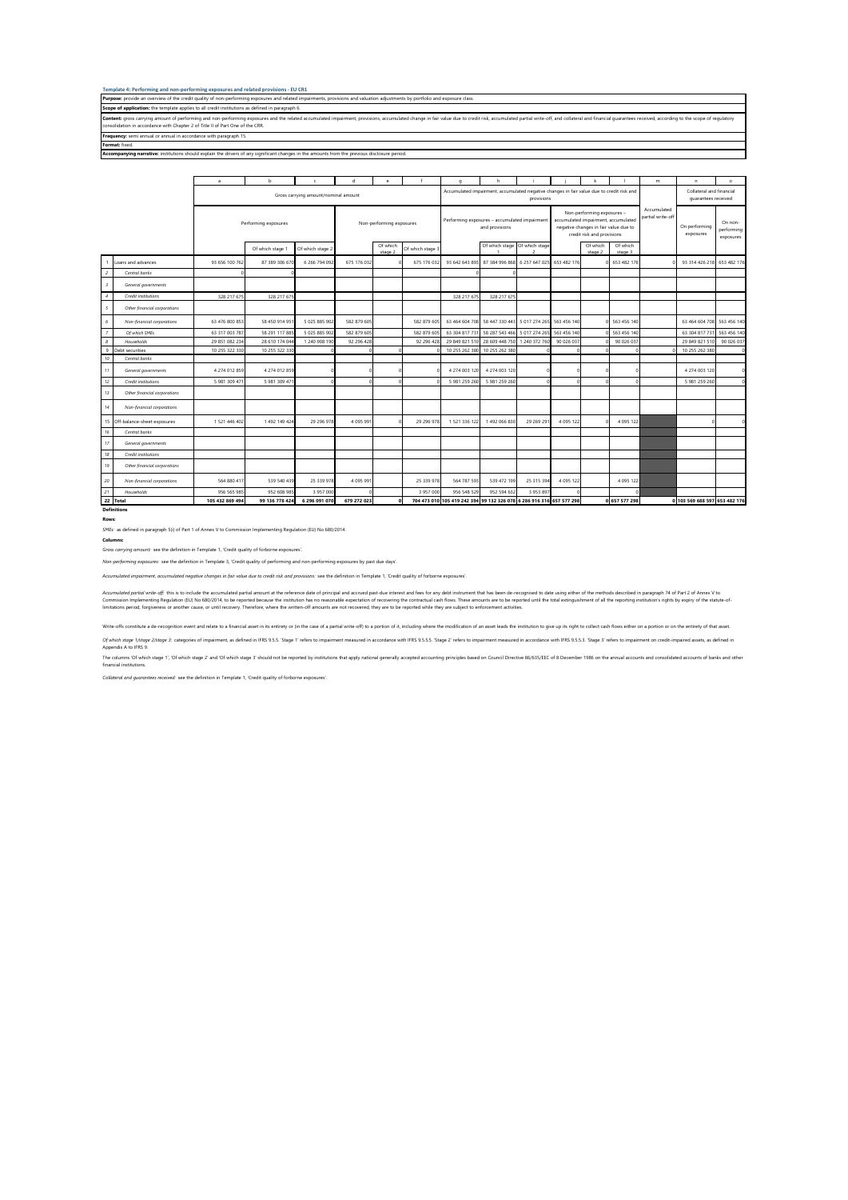**Template 4: Performing and non-performing exposures and related provisions - EU CR1**

**Purpose:** provide an overview of the credit quality of non-performing exposures and related impairments, provisions and valuation adjustments by portfolio and exposure class.

**Scope of application:** the template applies to all credit institutions as defined in paragraph 6.

**Content:** gross carrying amount of performing and non-performing exposures and the related accumulated impairment, provisions, accumulated change in fair value due to credit risk, accumulated partial write-off, and collateral and financial guarantees received, according to the scope of regulatory consolidation in accordance with Chapter 2 of Title II of Part One of the CRR.

**Frequency:** semi annual or annual in accordance with paragraph 15.

**Format:** fixed.

**Accompanying narrative:** institutions should explain the drivers of any significant changes in the amounts from the previous disclosure period.

| | | a | b | c | d | e | f | g | h | i | j | k | l | m | n | o |
|---|---|---|---|---|---|---|---|---|---|---|---|---|---|---|---|---|
| | | Gross carrying amount/nominal amount | | | | | | Accumulated impairment, accumulated negative changes in fair value due to credit risk and provisions | | | | | | Accumulated partial write-off | Collateral and financial guarantees received | |
| | | Performing exposures | | | Non-performing exposures | | | Performing exposures – accumulated impairment and provisions | | | Non-performing exposures – accumulated impairment, accumulated negative changes in fair value due to credit risk and provisions | | | | On performing exposures | On non-performing exposures |
| | | | Of which stage 1 | Of which stage 2 | | Of which stage 2 | Of which stage 3 | | Of which stage 1 | Of which stage 2 | | Of which stage 2 | Of which stage 3 | | | |
| 1 | Loans and advances | 93 656 100 762 | 87 389 306 670 | 6 266 794 092 | 675 176 032 | 0 | 675 176 032 | 93 642 643 895 | 87 384 996 868 | 6 257 647 025 | 653 482 176 | 0 | 653 482 176 | 0 | 93 314 426 218 | 653 482 176 |
| 2 | *Central banks* | 0 | 0 | | | | | 0 | 0 | | | | | | | |
| 3 | *General governments* | | | | | | | | | | | | | | | |
| 4 | *Credit institutions* | 328 217 675 | 328 217 675 | | | | | 328 217 675 | 328 217 675 | | | | | | | |
| 5 | *Other financial corporations* | | | | | | | | | | | | | | | |
| 6 | *Non-financial corporations* | 63 476 800 853 | 58 450 914 951 | 5 025 885 902 | 582 879 605 | | 582 879 605 | 63 464 604 708 | 58 447 330 443 | 5 017 274 265 | 563 456 140 | 0 | 563 456 140 | | 63 464 604 708 | 563 456 140 |
| 7 | *Of which SMEs* | 63 317 003 787 | 58 291 117 885 | 5 025 885 902 | 582 879 605 | | 582 879 605 | 63 304 817 731 | 58 287 543 466 | 5 017 274 265 | 563 456 140 | 0 | 563 456 140 | | 63 304 817 731 | 563 456 140 |
| 8 | *Households* | 29 851 082 234 | 28 610 174 044 | 1 240 908 190 | 92 296 428 | | 92 296 428 | 29 849 821 510 | 28 609 448 750 | 1 240 372 760 | 90 026 037 | 0 | 90 026 037 | | 29 849 821 510 | 90 026 037 |
| 9 | Debt securities | 10 255 322 330 | 10 255 322 330 | 0 | 0 | 0 | 0 | 10 255 262 380 | 10 255 262 380 | 0 | 0 | 0 | 0 | 0 | 10 255 262 380 | 0 |
| 10 | *Central banks* | | | | | | | | | | | | | | | |
| 11 | *General governments* | 4 274 012 859 | 4 274 012 859 | 0 | 0 | 0 | 0 | 4 274 003 120 | 4 274 003 120 | 0 | 0 | 0 | 0 | | 4 274 003 120 | 0 |
| 12 | *Credit institutions* | 5 981 309 471 | 5 981 309 471 | 0 | 0 | 0 | 0 | 5 981 259 260 | 5 981 259 260 | 0 | 0 | 0 | 0 | | 5 981 259 260 | 0 |
| 13 | *Other financial corporations* | | | | | | | | | | | | | | | |
| 14 | *Non-financial corporations* | | | | | | | | | | | | | | | |
| 15 | Off-balance-sheet exposures | 1 521 446 402 | 1 492 149 424 | 29 296 978 | 4 095 991 | 0 | 29 296 978 | 1 521 336 122 | 1 492 066 830 | 29 269 291 | 4 095 122 | 0 | 4 095 122 | | 0 | 0 |
| 16 | *Central banks* | | | | | | | | | | | | | | | |
| 17 | *General governments* | | | | | | | | | | | | | | | |
| 18 | *Credit institutions* | | | | | | | | | | | | | | | |
| 19 | *Other financial corporations* | | | | | | | | | | | | | | | |
| 20 | *Non-financial corporations* | 564 880 417 | 539 540 439 | 25 339 978 | 4 095 991 | | 25 339 978 | 564 787 593 | 539 472 199 | 25 315 394 | 4 095 122 | | 4 095 122 | | | |
| 21 | *Households* | 956 565 985 | 952 608 985 | 3 957 000 | 0 | | 3 957 000 | 956 548 529 | 952 594 632 | 3 953 897 | 0 | | 0 | | | |
| 22 | **Total** | **105 432 869 494** | **99 136 778 424** | **6 296 091 070** | **679 272 023** | **0** | **704 473 010** | **105 419 242 394** | **99 132 326 078** | **6 286 916 316** | **657 577 298** | **0** | **657 577 298** | **0** | **103 569 688 597** | **653 482 176** |

**Definitions**

**Rows:**

*SMEs:* as defined in paragraph 5(i) of Part 1 of Annex V to Commission Implementing Regulation (EU) No 680/2014.

**Columns:**

*Gross carrying amount:* see the definition in Template 1, 'Credit quality of forborne exposures'.

*Non-performing exposures:* see the definition in Template 3, 'Credit quality of performing and non-performing exposures by past due days'.

*Accumulated impairment, accumulated negative changes in fair value due to credit risk and provisions:* see the definition in Template 1, 'Credit quality of forborne exposures'.

*Accumulated partial write-off:* this is to include the accumulated partial amount at the reference date of principal and accrued past-due interest and fees for any debt instrument that has been de-recognised to date using either of the methods described in paragraph 74 of Part 2 of Annex V to Commission Implementing Regulation (EU) No 680/2014, to be reported because the institution has no reasonable expectation of recovering the contractual cash flows. These amounts are to be reported until the total extinguishment of all the reporting institution's rights by expiry of the statute-of-limitations period, forgiveness or another cause, or until recovery. Therefore, where the written-off amounts are not recovered, they are to be reported while they are subject to enforcement activities.

Write-offs constitute a de-recognition event and relate to a financial asset in its entirety or (in the case of a partial write-off) to a portion of it, including where the modification of an asset leads the institution to give up its right to collect cash flows either on a portion or on the entirety of that asset.

*Of which stage 1/stage 2/stage 3:* categories of impairment, as defined in IFRS 9.5.5. 'Stage 1' refers to impairment measured in accordance with IFRS 9.5.5.5. 'Stage 2' refers to impairment measured in accordance with IFRS 9.5.5.3. 'Stage 3' refers to impairment on credit-impaired assets, as defined in Appendix A to IFRS 9.

The columns 'Of which stage 1', 'Of which stage 2' and 'Of which stage 3' should not be reported by institutions that apply national generally accepted accounting principles based on Council Directive 86/635/EEC of 8 December 1986 on the annual accounts and consolidated accounts of banks and other financial institutions.

*Collateral and guarantees received:* see the definition in Template 1, 'Credit quality of forborne exposures'.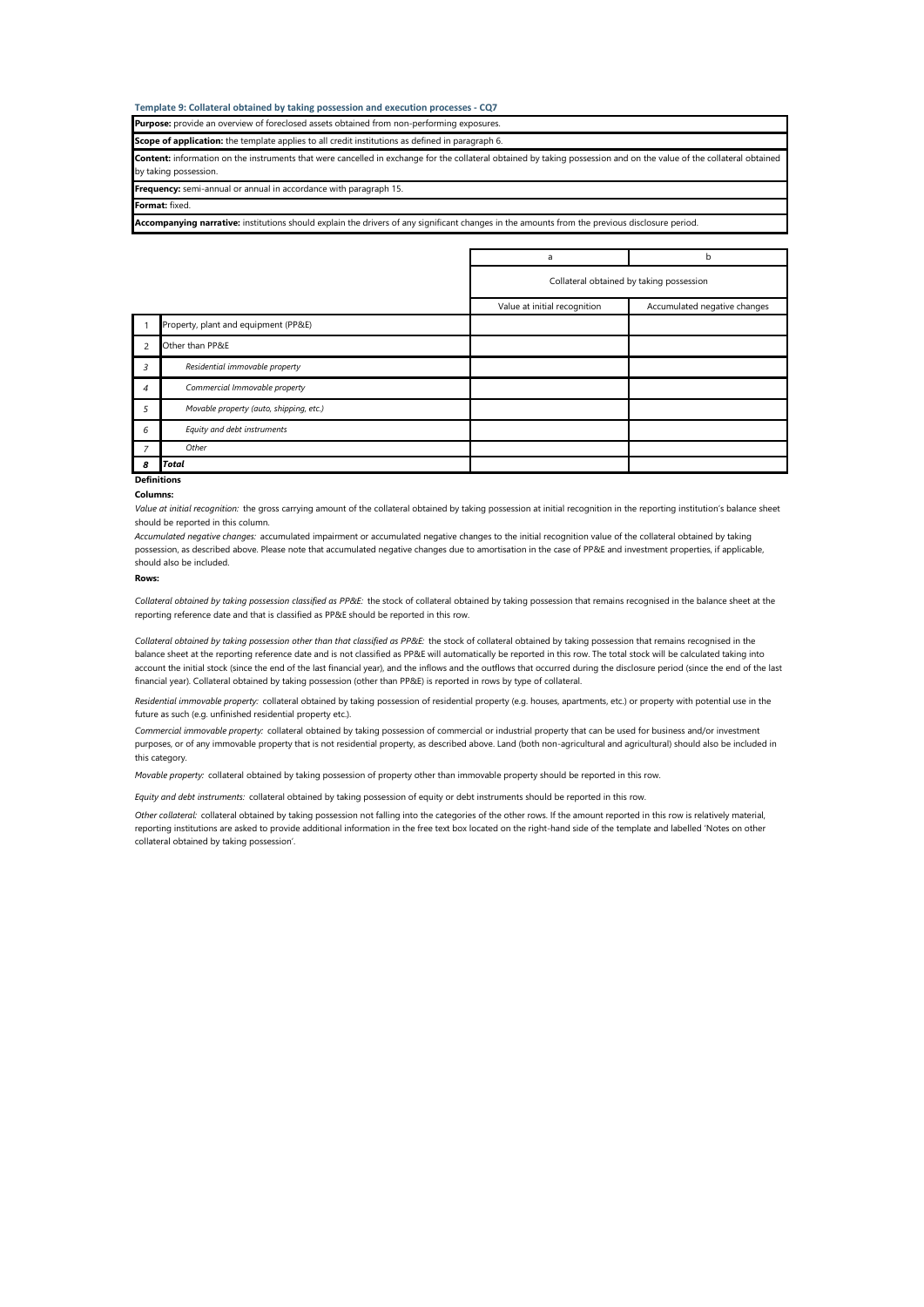**Template 9: Collateral obtained by taking possession and execution processes - CQ7**

**Purpose:** provide an overview of foreclosed assets obtained from non-performing exposures.

**Scope of application:** the template applies to all credit institutions as defined in paragraph 6.

**Content:** information on the instruments that were cancelled in exchange for the collateral obtained by taking possession and on the value of the collateral obtained by taking possession.

**Frequency:** semi-annual or annual in accordance with paragraph 15.

**Format:** fixed.

**Accompanying narrative:** institutions should explain the drivers of any significant changes in the amounts from the previous disclosure period.

| | | a | b |
|---|---|---|---|
| | | Collateral obtained by taking possession | |
| | | Value at initial recognition | Accumulated negative changes |
| 1 | Property, plant and equipment (PP&E) | | |
| 2 | Other than PP&E | | |
| *3* | *Residential immovable property* | | |
| *4* | *Commercial Immovable property* | | |
| *5* | *Movable property (auto, shipping, etc.)* | | |
| *6* | *Equity and debt instruments* | | |
| *7* | *Other* | | |
| ***8*** | ***Total*** | | |

**Definitions**

**Columns:**

*Value at initial recognition:* the gross carrying amount of the collateral obtained by taking possession at initial recognition in the reporting institution's balance sheet should be reported in this column.

*Accumulated negative changes:* accumulated impairment or accumulated negative changes to the initial recognition value of the collateral obtained by taking possession, as described above. Please note that accumulated negative changes due to amortisation in the case of PP&E and investment properties, if applicable, should also be included.

**Rows:**

*Collateral obtained by taking possession classified as PP&E:* the stock of collateral obtained by taking possession that remains recognised in the balance sheet at the reporting reference date and that is classified as PP&E should be reported in this row.

*Collateral obtained by taking possession other than that classified as PP&E:* the stock of collateral obtained by taking possession that remains recognised in the balance sheet at the reporting reference date and is not classified as PP&E will automatically be reported in this row. The total stock will be calculated taking into account the initial stock (since the end of the last financial year), and the inflows and the outflows that occurred during the disclosure period (since the end of the last financial year). Collateral obtained by taking possession (other than PP&E) is reported in rows by type of collateral.

*Residential immovable property:* collateral obtained by taking possession of residential property (e.g. houses, apartments, etc.) or property with potential use in the future as such (e.g. unfinished residential property etc.).

*Commercial immovable property:* collateral obtained by taking possession of commercial or industrial property that can be used for business and/or investment purposes, or of any immovable property that is not residential property, as described above. Land (both non-agricultural and agricultural) should also be included in this category.

*Movable property:* collateral obtained by taking possession of property other than immovable property should be reported in this row.

*Equity and debt instruments:* collateral obtained by taking possession of equity or debt instruments should be reported in this row.

*Other collateral:* collateral obtained by taking possession not falling into the categories of the other rows. If the amount reported in this row is relatively material, reporting institutions are asked to provide additional information in the free text box located on the right-hand side of the template and labelled 'Notes on other collateral obtained by taking possession'.